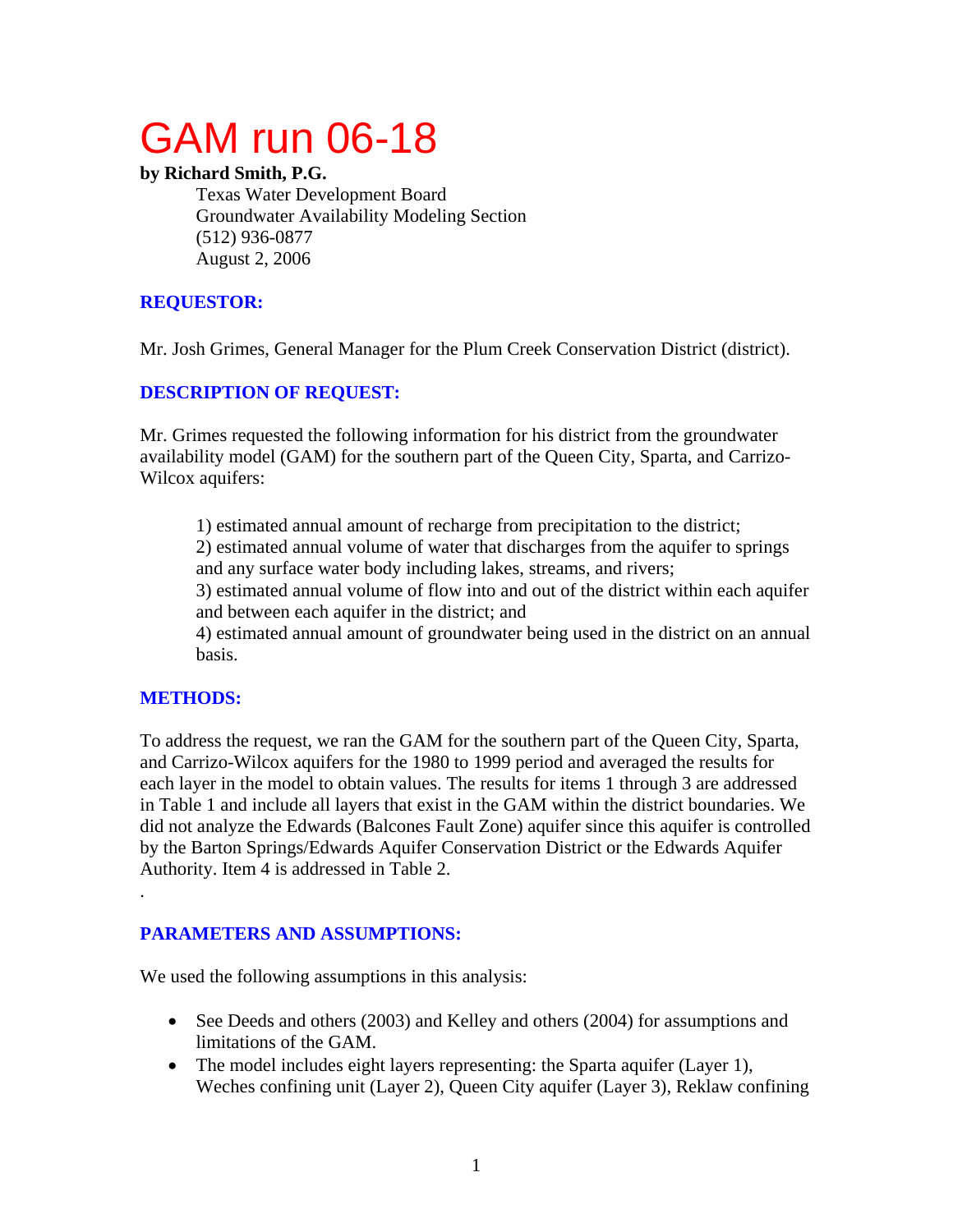# GAM run 06-18

**by Richard Smith, P.G.**

Texas Water Development Board
Groundwater Availability Modeling Section
(512) 936-0877
August 2, 2006

## REQUESTOR:

Mr. Josh Grimes, General Manager for the Plum Creek Conservation District (district).

## DESCRIPTION OF REQUEST:

Mr. Grimes requested the following information for his district from the groundwater availability model (GAM) for the southern part of the Queen City, Sparta, and Carrizo-Wilcox aquifers:

1) estimated annual amount of recharge from precipitation to the district;
2) estimated annual volume of water that discharges from the aquifer to springs and any surface water body including lakes, streams, and rivers;
3) estimated annual volume of flow into and out of the district within each aquifer and between each aquifer in the district; and
4) estimated annual amount of groundwater being used in the district on an annual basis.

## METHODS:

To address the request, we ran the GAM for the southern part of the Queen City, Sparta, and Carrizo-Wilcox aquifers for the 1980 to 1999 period and averaged the results for each layer in the model to obtain values. The results for items 1 through 3 are addressed in Table 1 and include all layers that exist in the GAM within the district boundaries. We did not analyze the Edwards (Balcones Fault Zone) aquifer since this aquifer is controlled by the Barton Springs/Edwards Aquifer Conservation District or the Edwards Aquifer Authority. Item 4 is addressed in Table 2.

.

## PARAMETERS AND ASSUMPTIONS:

We used the following assumptions in this analysis:

- See Deeds and others (2003) and Kelley and others (2004) for assumptions and limitations of the GAM.
- The model includes eight layers representing: the Sparta aquifer (Layer 1), Weches confining unit (Layer 2), Queen City aquifer (Layer 3), Reklaw confining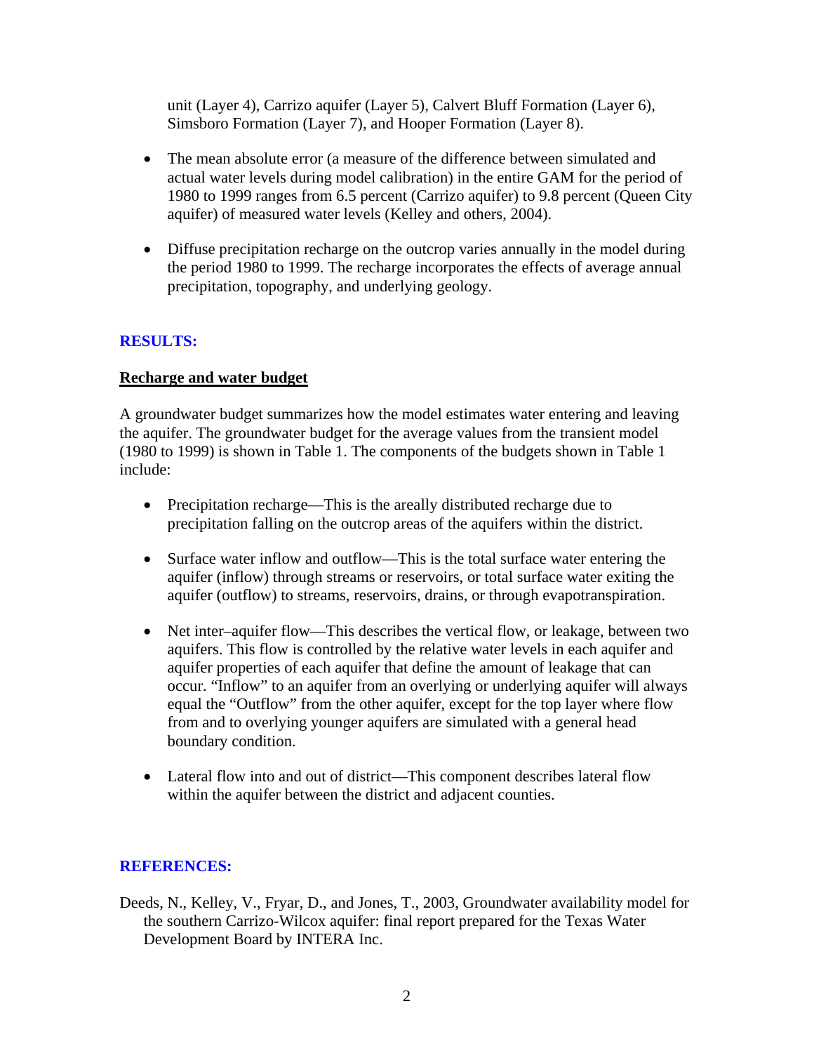unit (Layer 4), Carrizo aquifer (Layer 5), Calvert Bluff Formation (Layer 6), Simsboro Formation (Layer 7), and Hooper Formation (Layer 8).

- The mean absolute error (a measure of the difference between simulated and actual water levels during model calibration) in the entire GAM for the period of 1980 to 1999 ranges from 6.5 percent (Carrizo aquifer) to 9.8 percent (Queen City aquifer) of measured water levels (Kelley and others, 2004).

- Diffuse precipitation recharge on the outcrop varies annually in the model during the period 1980 to 1999. The recharge incorporates the effects of average annual precipitation, topography, and underlying geology.

## RESULTS:

### Recharge and water budget

A groundwater budget summarizes how the model estimates water entering and leaving the aquifer. The groundwater budget for the average values from the transient model (1980 to 1999) is shown in Table 1. The components of the budgets shown in Table 1 include:

- Precipitation recharge—This is the areally distributed recharge due to precipitation falling on the outcrop areas of the aquifers within the district.

- Surface water inflow and outflow—This is the total surface water entering the aquifer (inflow) through streams or reservoirs, or total surface water exiting the aquifer (outflow) to streams, reservoirs, drains, or through evapotranspiration.

- Net inter–aquifer flow—This describes the vertical flow, or leakage, between two aquifers. This flow is controlled by the relative water levels in each aquifer and aquifer properties of each aquifer that define the amount of leakage that can occur. "Inflow" to an aquifer from an overlying or underlying aquifer will always equal the "Outflow" from the other aquifer, except for the top layer where flow from and to overlying younger aquifers are simulated with a general head boundary condition.

- Lateral flow into and out of district—This component describes lateral flow within the aquifer between the district and adjacent counties.

## REFERENCES:

Deeds, N., Kelley, V., Fryar, D., and Jones, T., 2003, Groundwater availability model for the southern Carrizo-Wilcox aquifer: final report prepared for the Texas Water Development Board by INTERA Inc.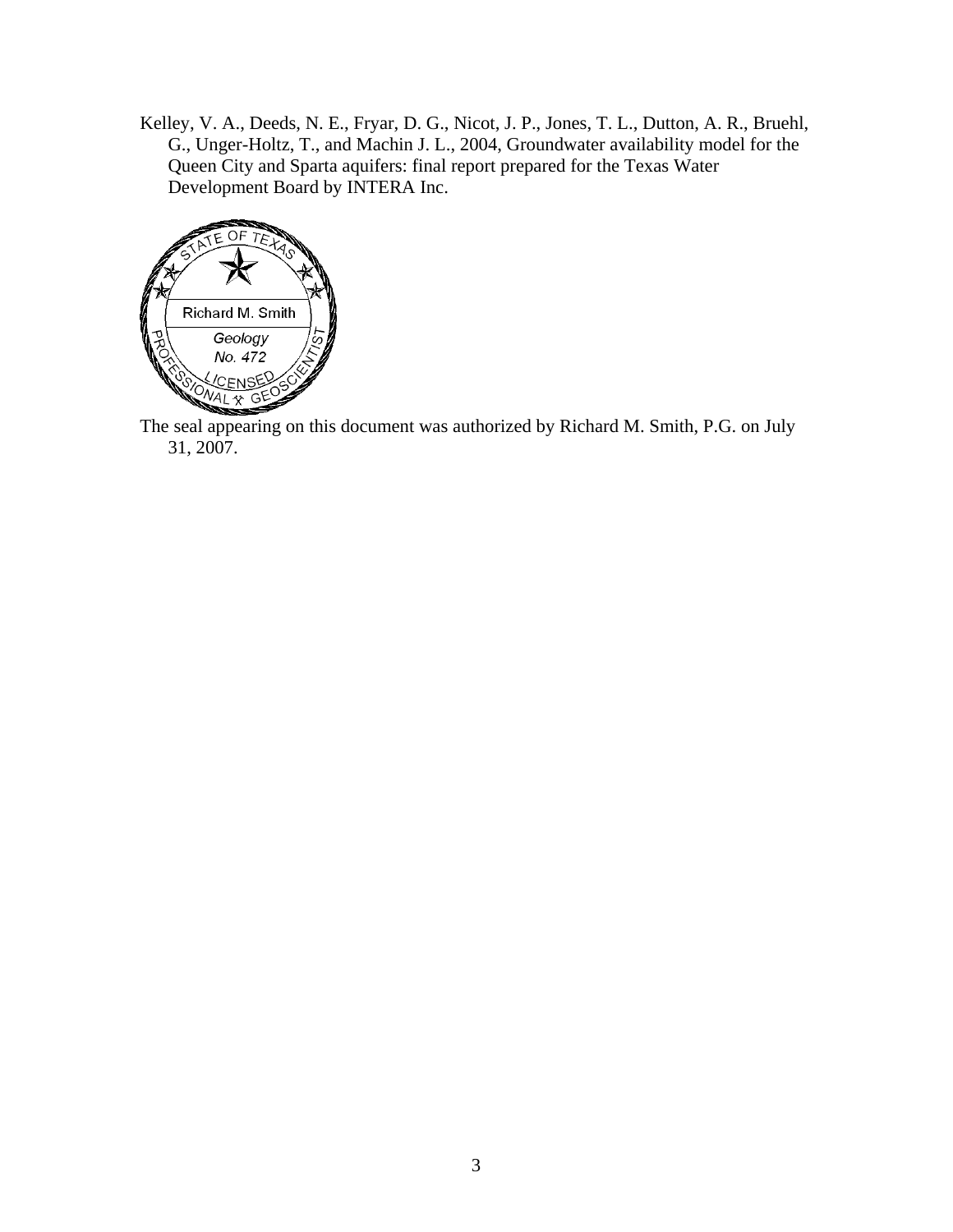Kelley, V. A., Deeds, N. E., Fryar, D. G., Nicot, J. P., Jones, T. L., Dutton, A. R., Bruehl, G., Unger-Holtz, T., and Machin J. L., 2004, Groundwater availability model for the Queen City and Sparta aquifers: final report prepared for the Texas Water Development Board by INTERA Inc.

The seal appearing on this document was authorized by Richard M. Smith, P.G. on July 31, 2007.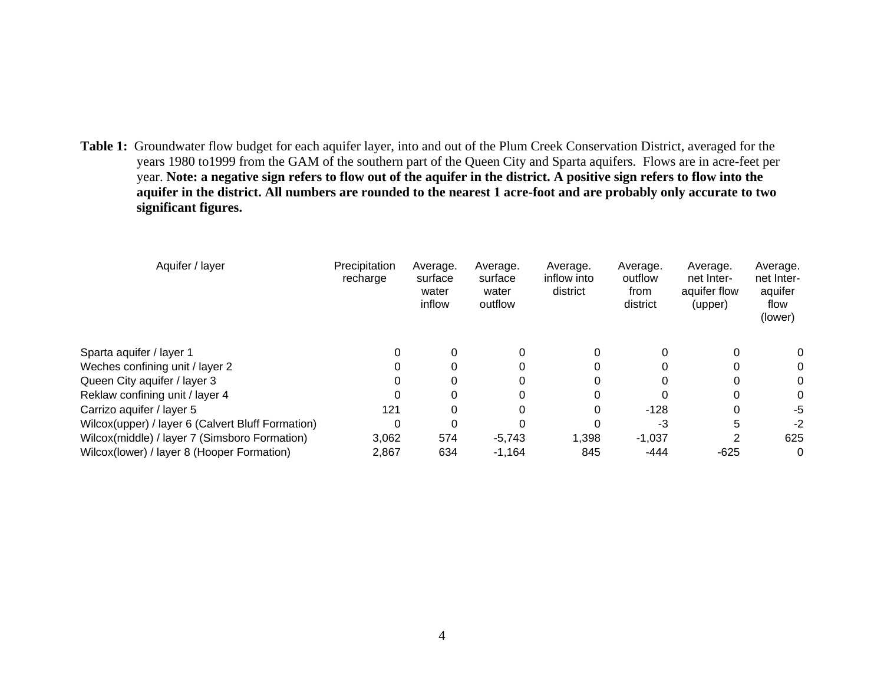**Table 1:** Groundwater flow budget for each aquifer layer, into and out of the Plum Creek Conservation District, averaged for the years 1980 to1999 from the GAM of the southern part of the Queen City and Sparta aquifers. Flows are in acre-feet per year. **Note: a negative sign refers to flow out of the aquifer in the district. A positive sign refers to flow into the aquifer in the district. All numbers are rounded to the nearest 1 acre-foot and are probably only accurate to two significant figures.**

| Aquifer / layer | Precipitation recharge | Average. surface water inflow | Average. surface water outflow | Average. inflow into district | Average. outflow from district | Average. net Inter-aquifer flow (upper) | Average. net Inter-aquifer flow (lower) |
|---|---|---|---|---|---|---|---|
| Sparta aquifer / layer 1 | 0 | 0 | 0 | 0 | 0 | 0 | 0 |
| Weches confining unit / layer 2 | 0 | 0 | 0 | 0 | 0 | 0 | 0 |
| Queen City aquifer / layer 3 | 0 | 0 | 0 | 0 | 0 | 0 | 0 |
| Reklaw confining unit / layer 4 | 0 | 0 | 0 | 0 | 0 | 0 | 0 |
| Carrizo aquifer / layer 5 | 121 | 0 | 0 | 0 | -128 | 0 | -5 |
| Wilcox(upper) / layer 6 (Calvert Bluff Formation) | 0 | 0 | 0 | 0 | -3 | 5 | -2 |
| Wilcox(middle) / layer 7 (Simsboro Formation) | 3,062 | 574 | -5,743 | 1,398 | -1,037 | 2 | 625 |
| Wilcox(lower) / layer 8 (Hooper Formation) | 2,867 | 634 | -1,164 | 845 | -444 | -625 | 0 |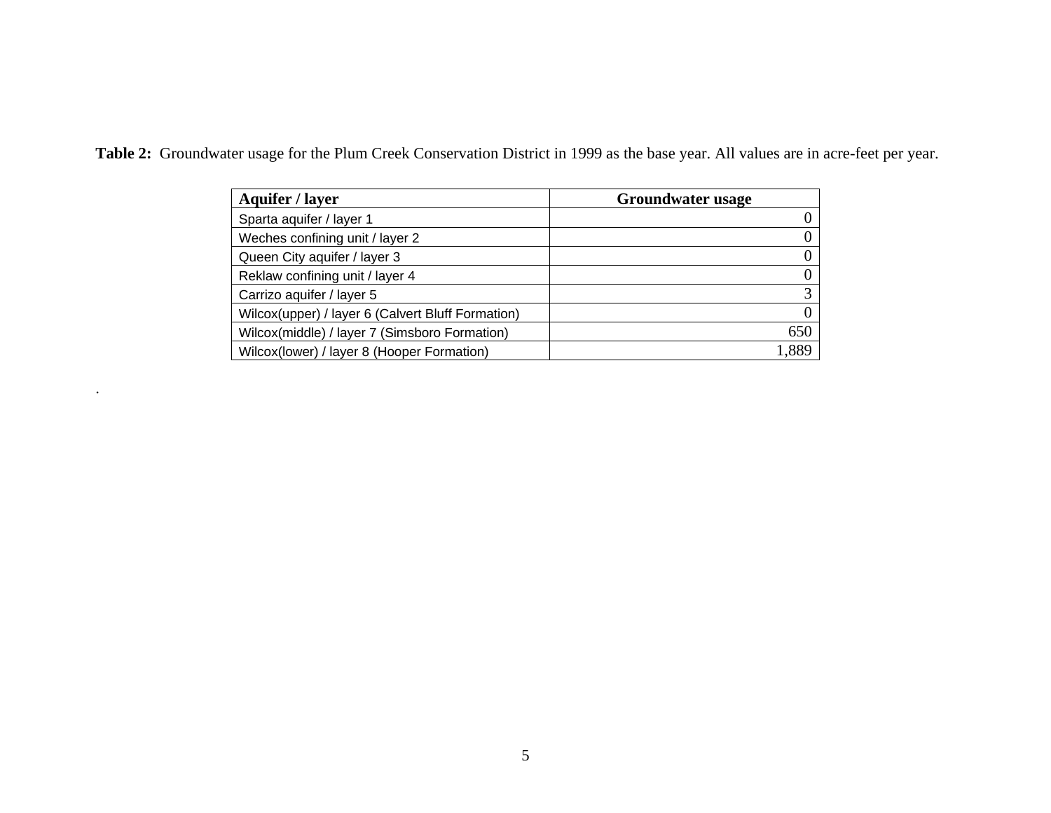**Table 2:** Groundwater usage for the Plum Creek Conservation District in 1999 as the base year. All values are in acre-feet per year.

| Aquifer / layer | Groundwater usage |
|---|---:|
| Sparta aquifer / layer 1 | 0 |
| Weches confining unit / layer 2 | 0 |
| Queen City aquifer / layer 3 | 0 |
| Reklaw confining unit / layer 4 | 0 |
| Carrizo aquifer / layer 5 | 3 |
| Wilcox(upper) / layer 6 (Calvert Bluff Formation) | 0 |
| Wilcox(middle) / layer 7 (Simsboro Formation) | 650 |
| Wilcox(lower) / layer 8 (Hooper Formation) | 1,889 |

.